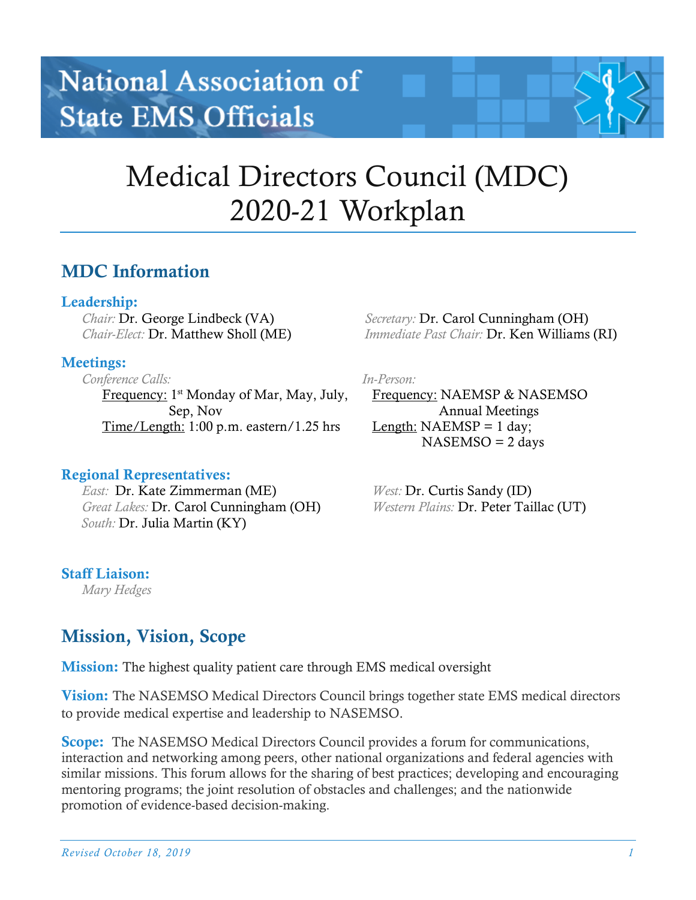# National Association of State EMS Officials

# Medical Directors Council (MDC) 2020-21 Workplan

## MDC Information

### Leadership:

*Chair:* Dr. George Lindbeck (VA)
*Chair-Elect:* Dr. Matthew Sholl (ME)
*Secretary:* Dr. Carol Cunningham (OH)
*Immediate Past Chair:* Dr. Ken Williams (RI)

### Meetings:

*Conference Calls:*
- Frequency: 1st Monday of Mar, May, July, Sep, Nov
- Time/Length: 1:00 p.m. eastern/1.25 hrs

*In-Person:*
- Frequency: NAEMSP & NASEMSO Annual Meetings
- Length: NAEMSP = 1 day; NASEMSO = 2 days

### Regional Representatives:

*East:* Dr. Kate Zimmerman (ME)
*Great Lakes:* Dr. Carol Cunningham (OH)
*South:* Dr. Julia Martin (KY)
*West:* Dr. Curtis Sandy (ID)
*Western Plains:* Dr. Peter Taillac (UT)

### Staff Liaison:

*Mary Hedges*

## Mission, Vision, Scope

**Mission:** The highest quality patient care through EMS medical oversight

**Vision:** The NASEMSO Medical Directors Council brings together state EMS medical directors to provide medical expertise and leadership to NASEMSO.

**Scope:** The NASEMSO Medical Directors Council provides a forum for communications, interaction and networking among peers, other national organizations and federal agencies with similar missions. This forum allows for the sharing of best practices; developing and encouraging mentoring programs; the joint resolution of obstacles and challenges; and the nationwide promotion of evidence-based decision-making.

*Revised October 18, 2019*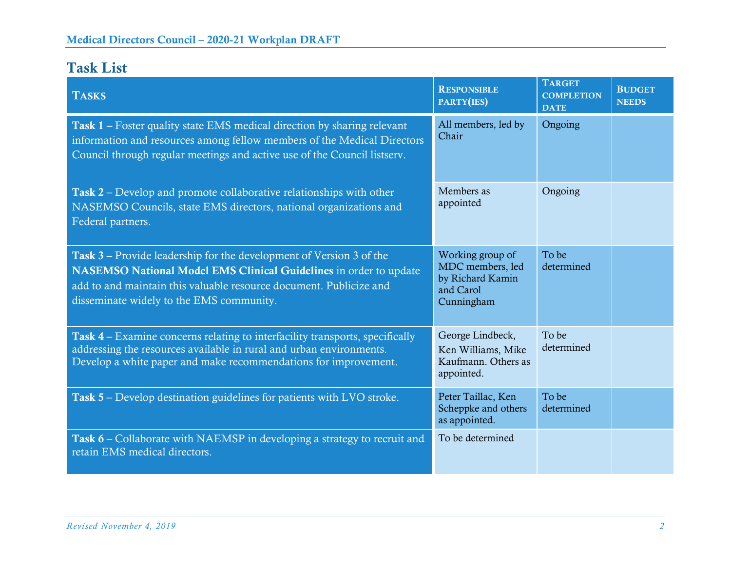## Task List

| Tasks | Responsible party(ies) | Target completion date | Budget needs |
|---|---|---|---|
| **Task 1** – Foster quality state EMS medical direction by sharing relevant information and resources among fellow members of the Medical Directors Council through regular meetings and active use of the Council listserv. | All members, led by Chair | Ongoing | |
| **Task 2** – Develop and promote collaborative relationships with other NASEMSO Councils, state EMS directors, national organizations and Federal partners. | Members as appointed | Ongoing | |
| **Task 3** – Provide leadership for the development of Version 3 of the **NASEMSO National Model EMS Clinical Guidelines** in order to update add to and maintain this valuable resource document. Publicize and disseminate widely to the EMS community. | Working group of MDC members, led by Richard Kamin and Carol Cunningham | To be determined | |
| **Task 4** – Examine concerns relating to interfacility transports, specifically addressing the resources available in rural and urban environments. Develop a white paper and make recommendations for improvement. | George Lindbeck, Ken Williams, Mike Kaufmann. Others as appointed. | To be determined | |
| **Task 5** – Develop destination guidelines for patients with LVO stroke. | Peter Taillac, Ken Scheppke and others as appointed. | To be determined | |
| **Task 6** – Collaborate with NAEMSP in developing a strategy to recruit and retain EMS medical directors. | To be determined | | |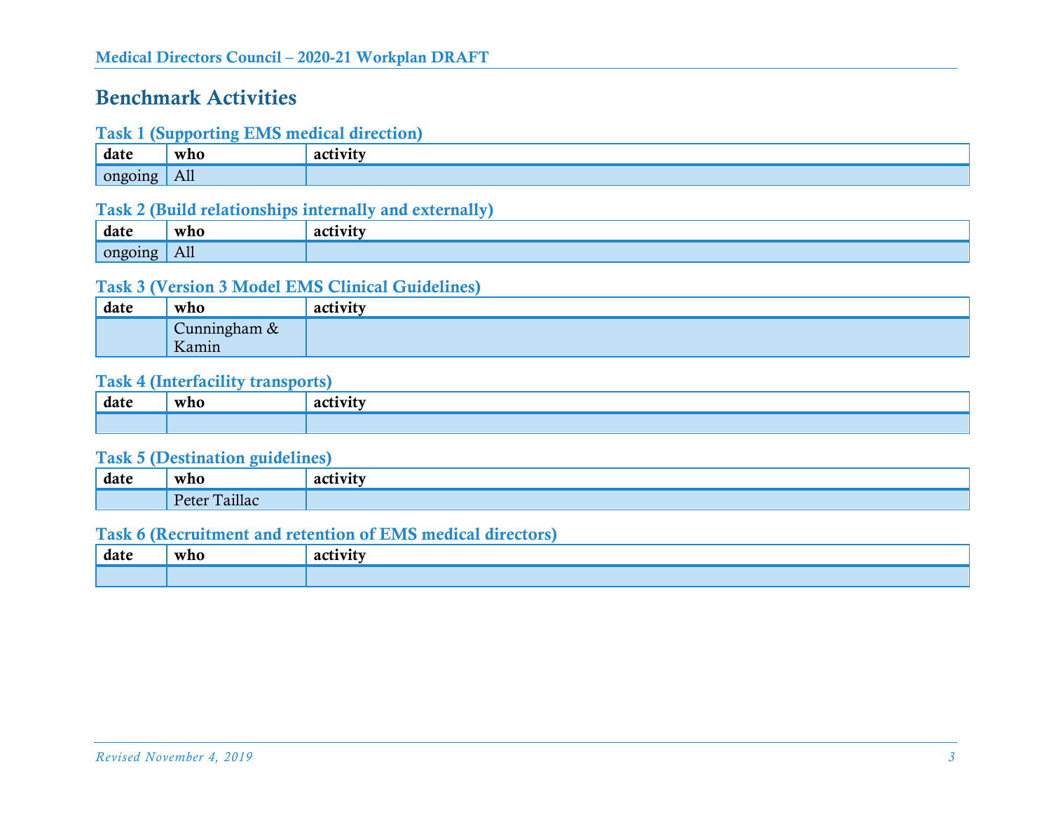## Benchmark Activities

### Task 1 (Supporting EMS medical direction)

| date | who | activity |
|---|---|---|
| ongoing | All | |

### Task 2 (Build relationships internally and externally)

| date | who | activity |
|---|---|---|
| ongoing | All | |

### Task 3 (Version 3 Model EMS Clinical Guidelines)

| date | who | activity |
|---|---|---|
| | Cunningham & Kamin | |

### Task 4 (Interfacility transports)

| date | who | activity |
|---|---|---|
| | | |

### Task 5 (Destination guidelines)

| date | who | activity |
|---|---|---|
| | Peter Taillac | |

### Task 6 (Recruitment and retention of EMS medical directors)

| date | who | activity |
|---|---|---|
| | | |